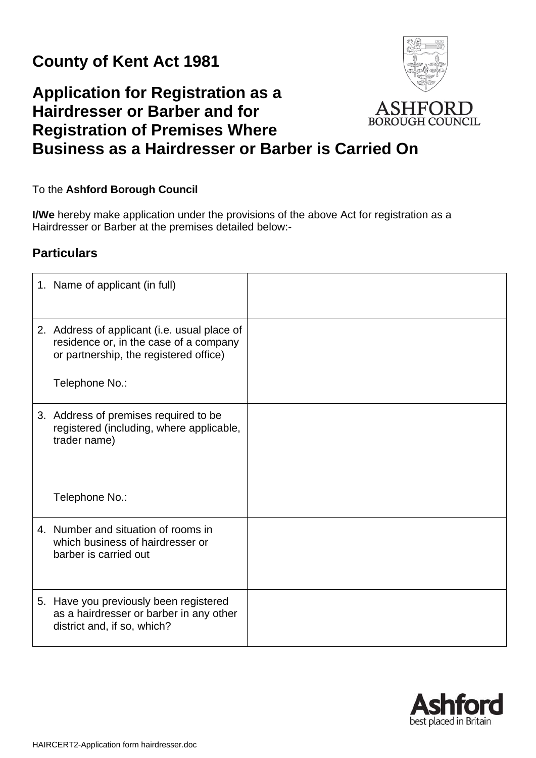# County of Kent Act 1981

# Application for Registration as a Hairdresser or Barber and for Registration of Premises Where Business as a Hairdresser or Barber is Carried On

To the **Ashford Borough Council**

**I/We** hereby make application under the provisions of the above Act for registration as a Hairdresser or Barber at the premises detailed below:-

## Particulars

| | |
|---|---|
| 1. Name of applicant (in full) | |
| 2. Address of applicant (i.e. usual place of residence or, in the case of a company or partnership, the registered office)<br><br>Telephone No.: | |
| 3. Address of premises required to be registered (including, where applicable, trader name)<br><br>Telephone No.: | |
| 4. Number and situation of rooms in which business of hairdresser or barber is carried out | |
| 5. Have you previously been registered as a hairdresser or barber in any other district and, if so, which? | |

HAIRCERT2-Application form hairdresser.doc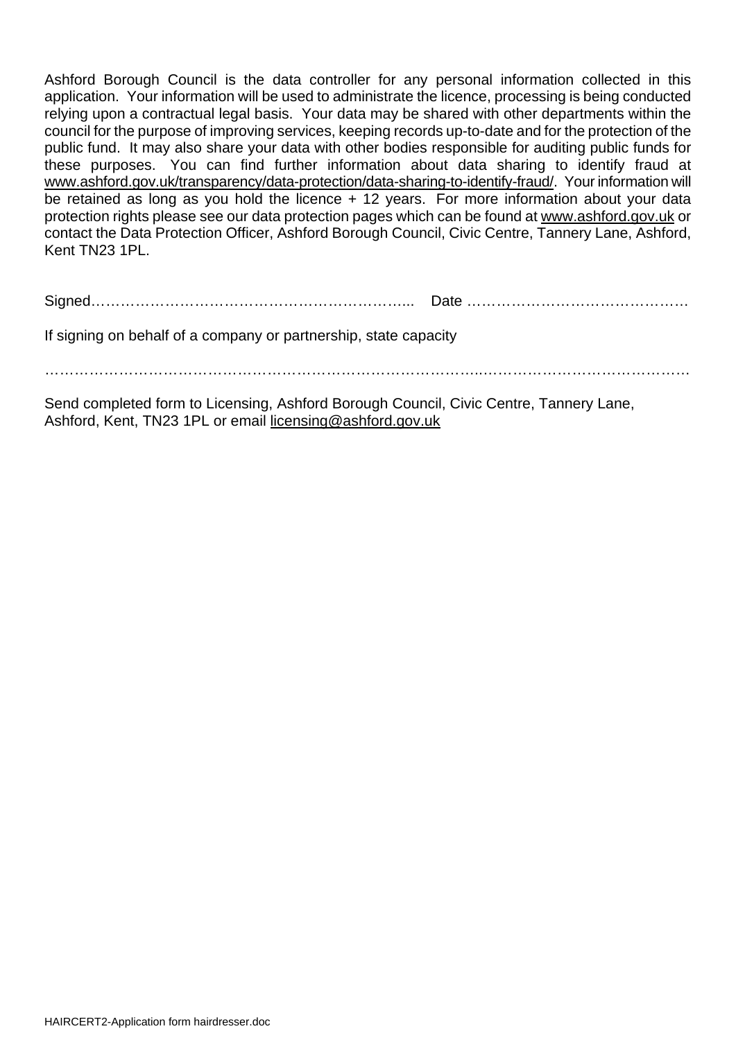Ashford Borough Council is the data controller for any personal information collected in this application. Your information will be used to administrate the licence, processing is being conducted relying upon a contractual legal basis. Your data may be shared with other departments within the council for the purpose of improving services, keeping records up-to-date and for the protection of the public fund. It may also share your data with other bodies responsible for auditing public funds for these purposes. You can find further information about data sharing to identify fraud at www.ashford.gov.uk/transparency/data-protection/data-sharing-to-identify-fraud/. Your information will be retained as long as you hold the licence + 12 years. For more information about your data protection rights please see our data protection pages which can be found at www.ashford.gov.uk or contact the Data Protection Officer, Ashford Borough Council, Civic Centre, Tannery Lane, Ashford, Kent TN23 1PL.

Signed………………………………………………………... Date ……………………………………….

If signing on behalf of a company or partnership, state capacity

……………………………………………………………………..……………………………………

Send completed form to Licensing, Ashford Borough Council, Civic Centre, Tannery Lane, Ashford, Kent, TN23 1PL or email licensing@ashford.gov.uk